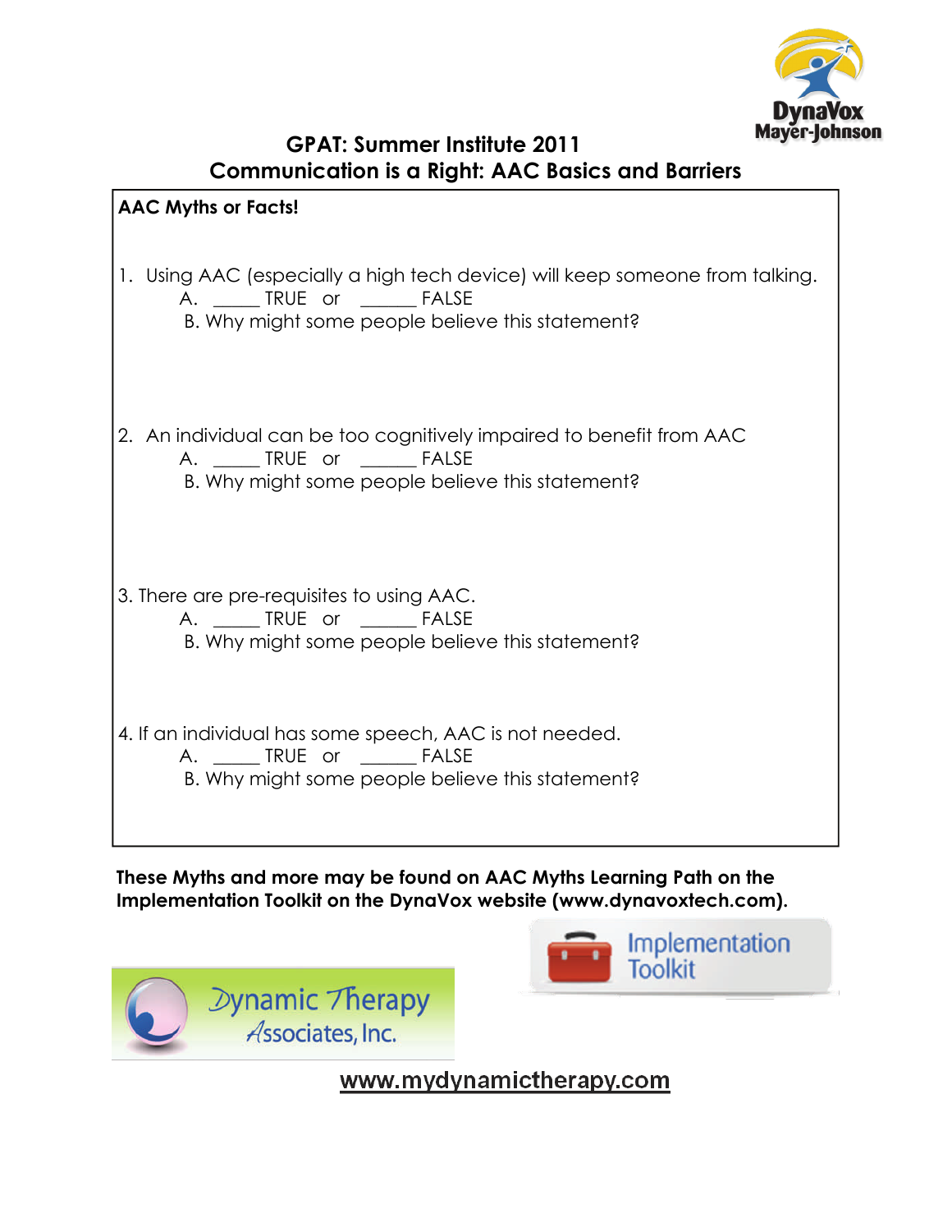DynaVox
Mayer-Johnson

# GPAT: Summer Institute 2011
## Communication is a Right: AAC Basics and Barriers

**AAC Myths or Facts!**

1. Using AAC (especially a high tech device) will keep someone from talking.

   A. _____ TRUE or ______ FALSE

   B. Why might some people believe this statement?

2. An individual can be too cognitively impaired to benefit from AAC

   A. _____ TRUE or ______ FALSE

   B. Why might some people believe this statement?

3. There are pre-requisites to using AAC.

   A. _____ TRUE or ______ FALSE

   B. Why might some people believe this statement?

4. If an individual has some speech, AAC is not needed.

   A. _____ TRUE or ______ FALSE

   B. Why might some people believe this statement?

**These Myths and more may be found on AAC Myths Learning Path on the Implementation Toolkit on the DynaVox website (www.dynavoxtech.com).**

Implementation Toolkit

Dynamic Therapy Associates, Inc.

www.mydynamictherapy.com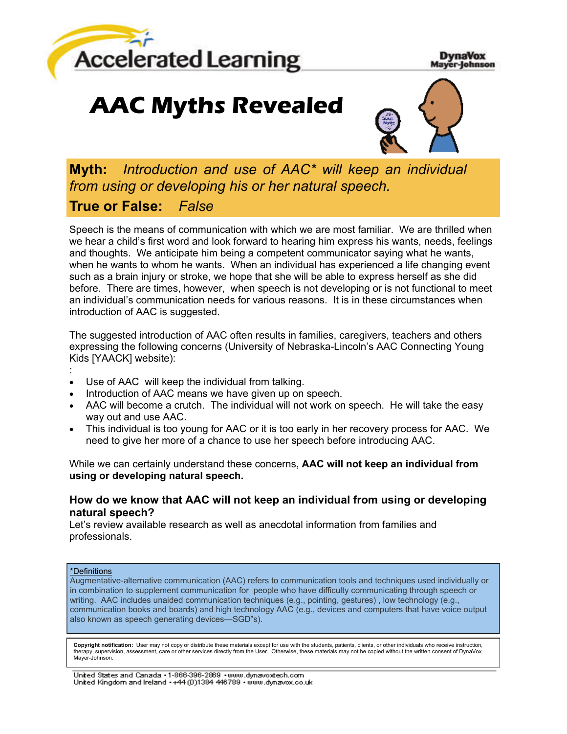# AAC Myths Revealed

**Myth:** *Introduction and use of AAC\* will keep an individual from using or developing his or her natural speech.*

**True or False:** *False*

Speech is the means of communication with which we are most familiar. We are thrilled when we hear a child's first word and look forward to hearing him express his wants, needs, feelings and thoughts. We anticipate him being a competent communicator saying what he wants, when he wants to whom he wants. When an individual has experienced a life changing event such as a brain injury or stroke, we hope that she will be able to express herself as she did before. There are times, however, when speech is not developing or is not functional to meet an individual's communication needs for various reasons. It is in these circumstances when introduction of AAC is suggested.

The suggested introduction of AAC often results in families, caregivers, teachers and others expressing the following concerns (University of Nebraska-Lincoln's AAC Connecting Young Kids [YAACK] website):

:

- Use of AAC will keep the individual from talking.
- Introduction of AAC means we have given up on speech.
- AAC will become a crutch. The individual will not work on speech. He will take the easy way out and use AAC.
- This individual is too young for AAC or it is too early in her recovery process for AAC. We need to give her more of a chance to use her speech before introducing AAC.

While we can certainly understand these concerns, **AAC will not keep an individual from using or developing natural speech.**

### How do we know that AAC will not keep an individual from using or developing natural speech?

Let's review available research as well as anecdotal information from families and professionals.

*Definitions

Augmentative-alternative communication (AAC) refers to communication tools and techniques used individually or in combination to supplement communication for people who have difficulty communicating through speech or writing. AAC includes unaided communication techniques (e.g., pointing, gestures), low technology (e.g., communication books and boards) and high technology AAC (e.g., devices and computers that have voice output also known as speech generating devices—SGD"s).

**Copyright notification:** User may not copy or distribute these materials except for use with the students, patients, clients, or other individuals who receive instruction, therapy, supervision, assessment, care or other services directly from the User. Otherwise, these materials may not be copied without the written consent of DynaVox Mayer-Johnson.

United States and Canada • 1-866-396-2869 • www.dynavoxtech.com
United Kingdom and Ireland • +44 (0)1384 446789 • www.dynavox.co.uk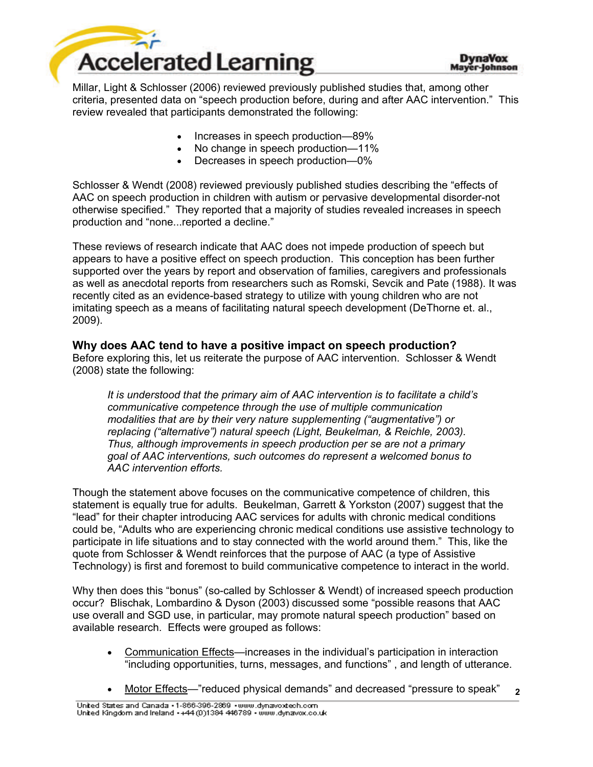Millar, Light & Schlosser (2006) reviewed previously published studies that, among other criteria, presented data on "speech production before, during and after AAC intervention." This review revealed that participants demonstrated the following:

- Increases in speech production—89%
- No change in speech production—11%
- Decreases in speech production—0%

Schlosser & Wendt (2008) reviewed previously published studies describing the "effects of AAC on speech production in children with autism or pervasive developmental disorder-not otherwise specified." They reported that a majority of studies revealed increases in speech production and "none...reported a decline."

These reviews of research indicate that AAC does not impede production of speech but appears to have a positive effect on speech production. This conception has been further supported over the years by report and observation of families, caregivers and professionals as well as anecdotal reports from researchers such as Romski, Sevcik and Pate (1988). It was recently cited as an evidence-based strategy to utilize with young children who are not imitating speech as a means of facilitating natural speech development (DeThorne et. al., 2009).

### Why does AAC tend to have a positive impact on speech production?

Before exploring this, let us reiterate the purpose of AAC intervention. Schlosser & Wendt (2008) state the following:

> *It is understood that the primary aim of AAC intervention is to facilitate a child's communicative competence through the use of multiple communication modalities that are by their very nature supplementing ("augmentative") or replacing ("alternative") natural speech (Light, Beukelman, & Reichle, 2003). Thus, although improvements in speech production per se are not a primary goal of AAC interventions, such outcomes do represent a welcomed bonus to AAC intervention efforts.*

Though the statement above focuses on the communicative competence of children, this statement is equally true for adults. Beukelman, Garrett & Yorkston (2007) suggest that the "lead" for their chapter introducing AAC services for adults with chronic medical conditions could be, "Adults who are experiencing chronic medical conditions use assistive technology to participate in life situations and to stay connected with the world around them." This, like the quote from Schlosser & Wendt reinforces that the purpose of AAC (a type of Assistive Technology) is first and foremost to build communicative competence to interact in the world.

Why then does this "bonus" (so-called by Schlosser & Wendt) of increased speech production occur? Blischak, Lombardino & Dyson (2003) discussed some "possible reasons that AAC use overall and SGD use, in particular, may promote natural speech production" based on available research. Effects were grouped as follows:

- Communication Effects—increases in the individual's participation in interaction "including opportunities, turns, messages, and functions" , and length of utterance.
- Motor Effects—"reduced physical demands" and decreased "pressure to speak"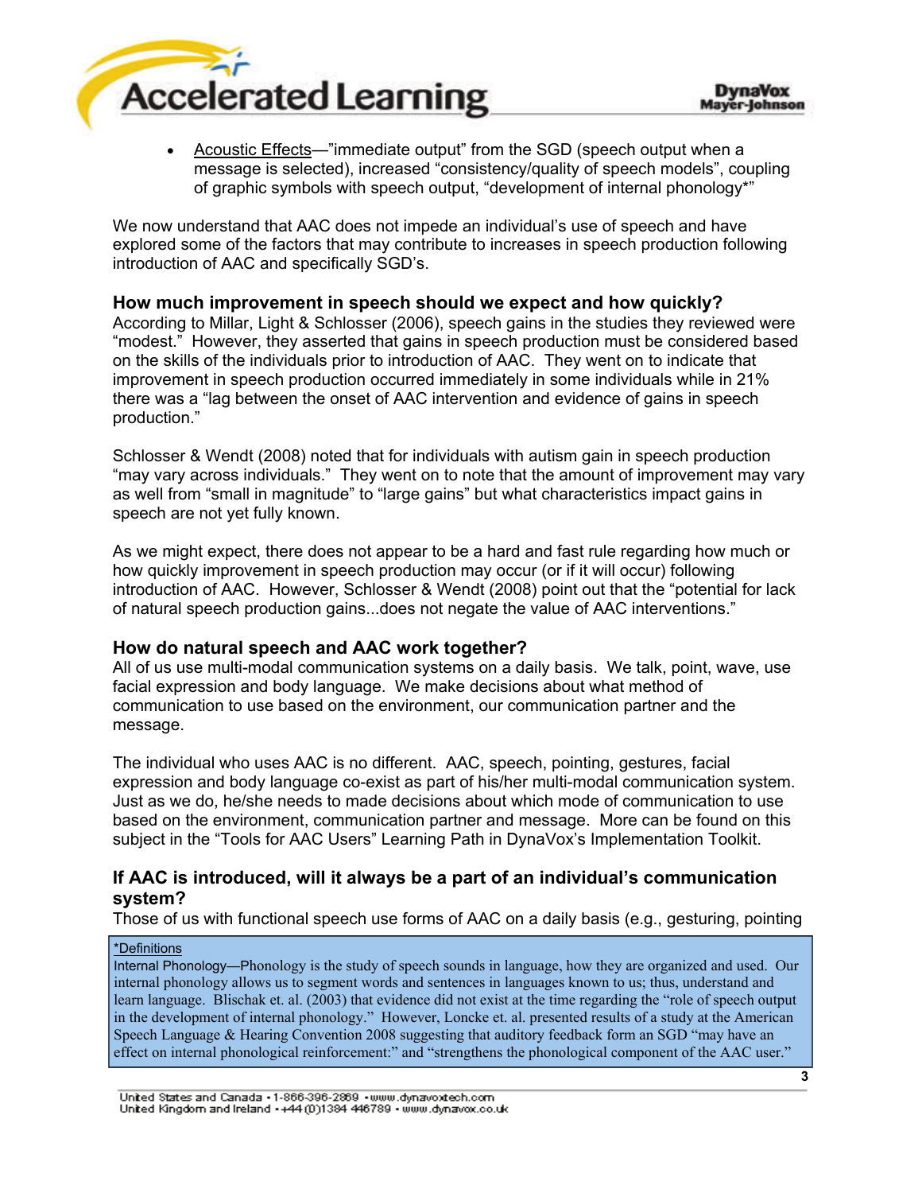- Acoustic Effects—"immediate output" from the SGD (speech output when a message is selected), increased "consistency/quality of speech models", coupling of graphic symbols with speech output, "development of internal phonology*"

We now understand that AAC does not impede an individual's use of speech and have explored some of the factors that may contribute to increases in speech production following introduction of AAC and specifically SGD's.

### How much improvement in speech should we expect and how quickly?

According to Millar, Light & Schlosser (2006), speech gains in the studies they reviewed were "modest." However, they asserted that gains in speech production must be considered based on the skills of the individuals prior to introduction of AAC. They went on to indicate that improvement in speech production occurred immediately in some individuals while in 21% there was a "lag between the onset of AAC intervention and evidence of gains in speech production."

Schlosser & Wendt (2008) noted that for individuals with autism gain in speech production "may vary across individuals." They went on to note that the amount of improvement may vary as well from "small in magnitude" to "large gains" but what characteristics impact gains in speech are not yet fully known.

As we might expect, there does not appear to be a hard and fast rule regarding how much or how quickly improvement in speech production may occur (or if it will occur) following introduction of AAC. However, Schlosser & Wendt (2008) point out that the "potential for lack of natural speech production gains...does not negate the value of AAC interventions."

### How do natural speech and AAC work together?

All of us use multi-modal communication systems on a daily basis. We talk, point, wave, use facial expression and body language. We make decisions about what method of communication to use based on the environment, our communication partner and the message.

The individual who uses AAC is no different. AAC, speech, pointing, gestures, facial expression and body language co-exist as part of his/her multi-modal communication system. Just as we do, he/she needs to made decisions about which mode of communication to use based on the environment, communication partner and message. More can be found on this subject in the "Tools for AAC Users" Learning Path in DynaVox's Implementation Toolkit.

### If AAC is introduced, will it always be a part of an individual's communication system?

Those of us with functional speech use forms of AAC on a daily basis (e.g., gesturing, pointing

*Definitions

Internal Phonology—Phonology is the study of speech sounds in language, how they are organized and used. Our internal phonology allows us to segment words and sentences in languages known to us; thus, understand and learn language. Blischak et. al. (2003) that evidence did not exist at the time regarding the "role of speech output in the development of internal phonology." However, Loncke et. al. presented results of a study at the American Speech Language & Hearing Convention 2008 suggesting that auditory feedback form an SGD "may have an effect on internal phonological reinforcement:" and "strengthens the phonological component of the AAC user."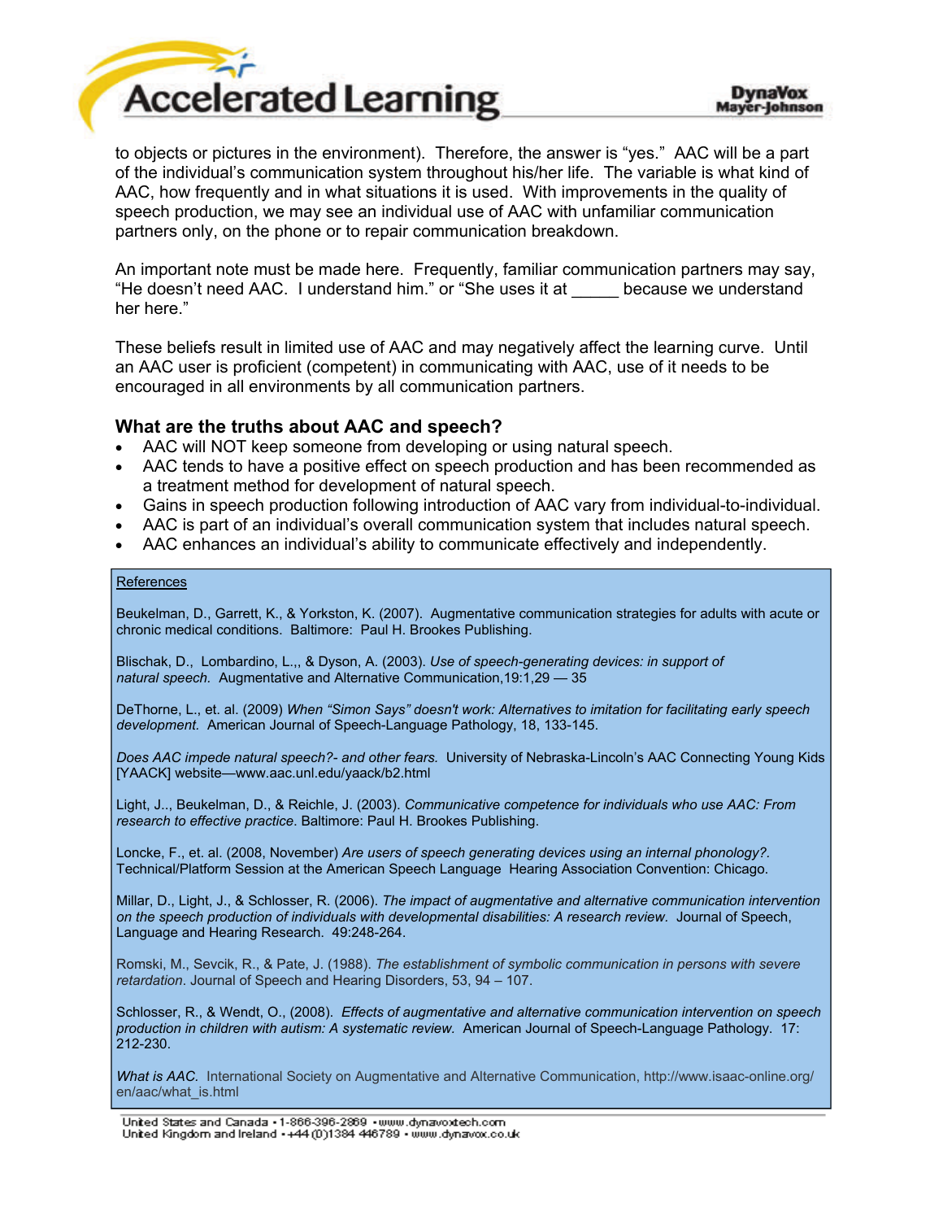to objects or pictures in the environment). Therefore, the answer is "yes." AAC will be a part of the individual's communication system throughout his/her life. The variable is what kind of AAC, how frequently and in what situations it is used. With improvements in the quality of speech production, we may see an individual use of AAC with unfamiliar communication partners only, on the phone or to repair communication breakdown.

An important note must be made here. Frequently, familiar communication partners may say, "He doesn't need AAC. I understand him." or "She uses it at _____ because we understand her here."

These beliefs result in limited use of AAC and may negatively affect the learning curve. Until an AAC user is proficient (competent) in communicating with AAC, use of it needs to be encouraged in all environments by all communication partners.

### What are the truths about AAC and speech?

- AAC will NOT keep someone from developing or using natural speech.
- AAC tends to have a positive effect on speech production and has been recommended as a treatment method for development of natural speech.
- Gains in speech production following introduction of AAC vary from individual-to-individual.
- AAC is part of an individual's overall communication system that includes natural speech.
- AAC enhances an individual's ability to communicate effectively and independently.

References

Beukelman, D., Garrett, K., & Yorkston, K. (2007). Augmentative communication strategies for adults with acute or chronic medical conditions. Baltimore: Paul H. Brookes Publishing.

Blischak, D., Lombardino, L.,, & Dyson, A. (2003). *Use of speech-generating devices: in support of natural speech.* Augmentative and Alternative Communication,19:1,29 — 35

DeThorne, L., et. al. (2009) *When "Simon Says" doesn't work: Alternatives to imitation for facilitating early speech development.* American Journal of Speech-Language Pathology, 18, 133-145.

*Does AAC impede natural speech?- and other fears.* University of Nebraska-Lincoln's AAC Connecting Young Kids [YAACK] website—www.aac.unl.edu/yaack/b2.html

Light, J.., Beukelman, D., & Reichle, J. (2003). *Communicative competence for individuals who use AAC: From research to effective practice*. Baltimore: Paul H. Brookes Publishing.

Loncke, F., et. al. (2008, November) *Are users of speech generating devices using an internal phonology?*. Technical/Platform Session at the American Speech Language Hearing Association Convention: Chicago.

Millar, D., Light, J., & Schlosser, R. (2006). *The impact of augmentative and alternative communication intervention on the speech production of individuals with developmental disabilities: A research review*. Journal of Speech, Language and Hearing Research. 49:248-264.

Romski, M., Sevcik, R., & Pate, J. (1988). *The establishment of symbolic communication in persons with severe retardation*. Journal of Speech and Hearing Disorders, 53, 94 – 107.

Schlosser, R., & Wendt, O., (2008). *Effects of augmentative and alternative communication intervention on speech production in children with autism: A systematic review.* American Journal of Speech-Language Pathology. 17: 212-230.

*What is AAC.* International Society on Augmentative and Alternative Communication, http://www.isaac-online.org/en/aac/what_is.html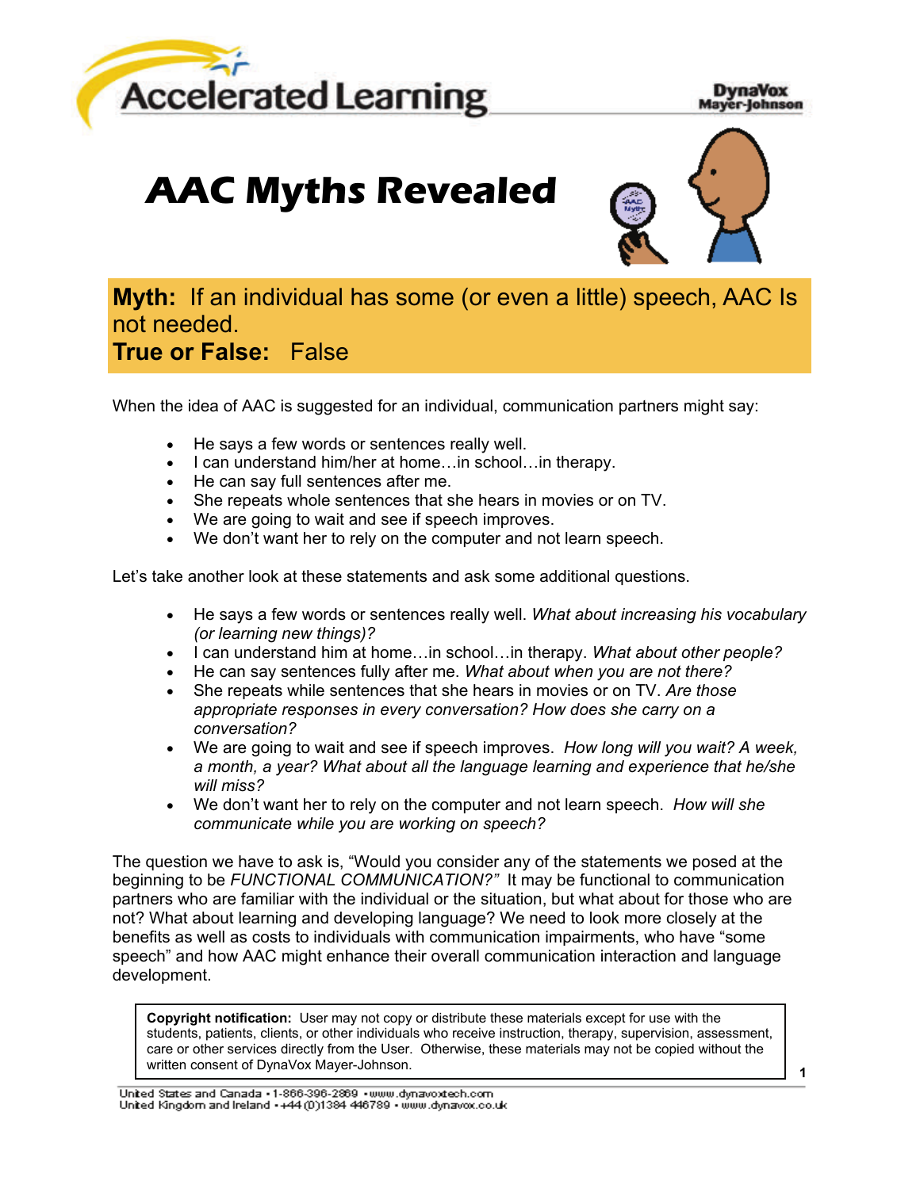Accelerated Learning

DynaVox Mayer-Johnson

# AAC Myths Revealed

**Myth:** If an individual has some (or even a little) speech, AAC Is not needed.
**True or False:** False

When the idea of AAC is suggested for an individual, communication partners might say:

- He says a few words or sentences really well.
- I can understand him/her at home…in school…in therapy.
- He can say full sentences after me.
- She repeats whole sentences that she hears in movies or on TV.
- We are going to wait and see if speech improves.
- We don't want her to rely on the computer and not learn speech.

Let's take another look at these statements and ask some additional questions.

- He says a few words or sentences really well. *What about increasing his vocabulary (or learning new things)?*
- I can understand him at home…in school…in therapy. *What about other people?*
- He can say sentences fully after me. *What about when you are not there?*
- She repeats while sentences that she hears in movies or on TV. *Are those appropriate responses in every conversation? How does she carry on a conversation?*
- We are going to wait and see if speech improves. *How long will you wait? A week, a month, a year? What about all the language learning and experience that he/she will miss?*
- We don't want her to rely on the computer and not learn speech. *How will she communicate while you are working on speech?*

The question we have to ask is, "Would you consider any of the statements we posed at the beginning to be *FUNCTIONAL COMMUNICATION?"* It may be functional to communication partners who are familiar with the individual or the situation, but what about for those who are not? What about learning and developing language? We need to look more closely at the benefits as well as costs to individuals with communication impairments, who have "some speech" and how AAC might enhance their overall communication interaction and language development.

**Copyright notification:** User may not copy or distribute these materials except for use with the students, patients, clients, or other individuals who receive instruction, therapy, supervision, assessment, care or other services directly from the User. Otherwise, these materials may not be copied without the written consent of DynaVox Mayer-Johnson.

United States and Canada • 1-866-396-2869 • www.dynavoxtech.com
United Kingdom and Ireland • +44 (0)1384 446789 • www.dynavox.co.uk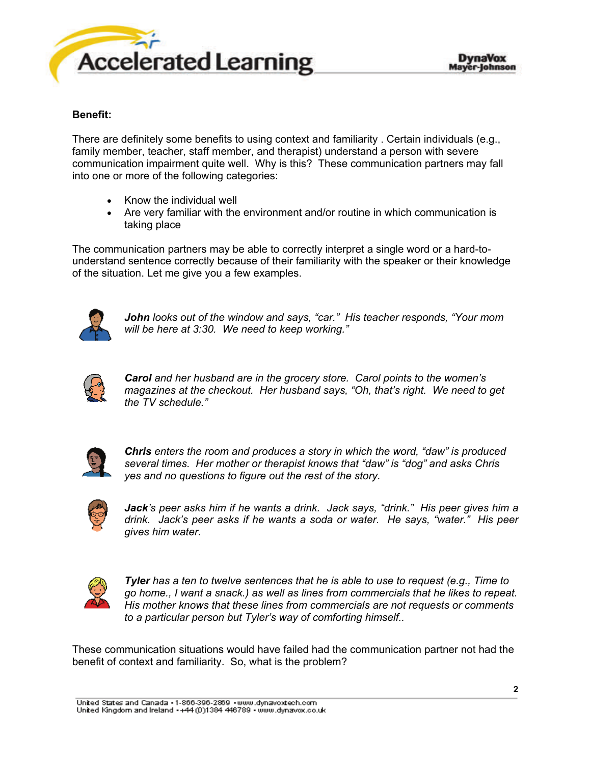**Benefit:**

There are definitely some benefits to using context and familiarity . Certain individuals (e.g., family member, teacher, staff member, and therapist) understand a person with severe communication impairment quite well. Why is this? These communication partners may fall into one or more of the following categories:

- Know the individual well
- Are very familiar with the environment and/or routine in which communication is taking place

The communication partners may be able to correctly interpret a single word or a hard-to-understand sentence correctly because of their familiarity with the speaker or their knowledge of the situation. Let me give you a few examples.

***John** looks out of the window and says, "car." His teacher responds, "Your mom will be here at 3:30. We need to keep working."*

***Carol** and her husband are in the grocery store. Carol points to the women's magazines at the checkout. Her husband says, "Oh, that's right. We need to get the TV schedule."*

***Chris** enters the room and produces a story in which the word, "daw" is produced several times. Her mother or therapist knows that "daw" is "dog" and asks Chris yes and no questions to figure out the rest of the story.*

***Jack**'s peer asks him if he wants a drink. Jack says, "drink." His peer gives him a drink. Jack's peer asks if he wants a soda or water. He says, "water." His peer gives him water.*

***Tyler** has a ten to twelve sentences that he is able to use to request (e.g., Time to go home., I want a snack.) as well as lines from commercials that he likes to repeat. His mother knows that these lines from commercials are not requests or comments to a particular person but Tyler's way of comforting himself..*

These communication situations would have failed had the communication partner not had the benefit of context and familiarity. So, what is the problem?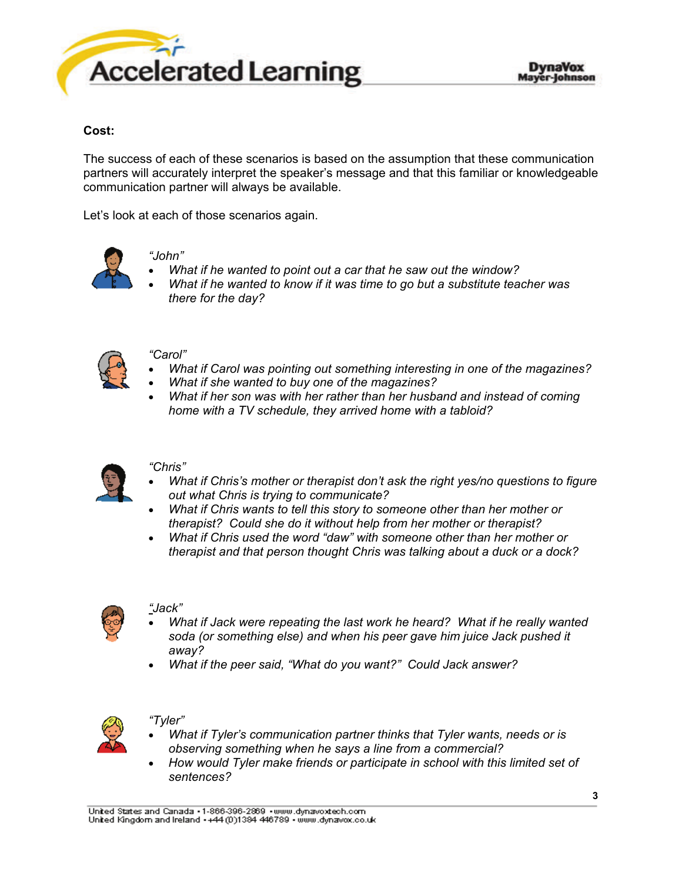**Cost:**

The success of each of these scenarios is based on the assumption that these communication partners will accurately interpret the speaker's message and that this familiar or knowledgeable communication partner will always be available.

Let's look at each of those scenarios again.

*"John"*

- *What if he wanted to point out a car that he saw out the window?*
- *What if he wanted to know if it was time to go but a substitute teacher was there for the day?*

*"Carol"*

- *What if Carol was pointing out something interesting in one of the magazines?*
- *What if she wanted to buy one of the magazines?*
- *What if her son was with her rather than her husband and instead of coming home with a TV schedule, they arrived home with a tabloid?*

*"Chris"*

- *What if Chris's mother or therapist don't ask the right yes/no questions to figure out what Chris is trying to communicate?*
- *What if Chris wants to tell this story to someone other than her mother or therapist? Could she do it without help from her mother or therapist?*
- *What if Chris used the word "daw" with someone other than her mother or therapist and that person thought Chris was talking about a duck or a dock?*

*"Jack"*

- *What if Jack were repeating the last work he heard? What if he really wanted soda (or something else) and when his peer gave him juice Jack pushed it away?*
- *What if the peer said, "What do you want?" Could Jack answer?*

*"Tyler"*

- *What if Tyler's communication partner thinks that Tyler wants, needs or is observing something when he says a line from a commercial?*
- *How would Tyler make friends or participate in school with this limited set of sentences?*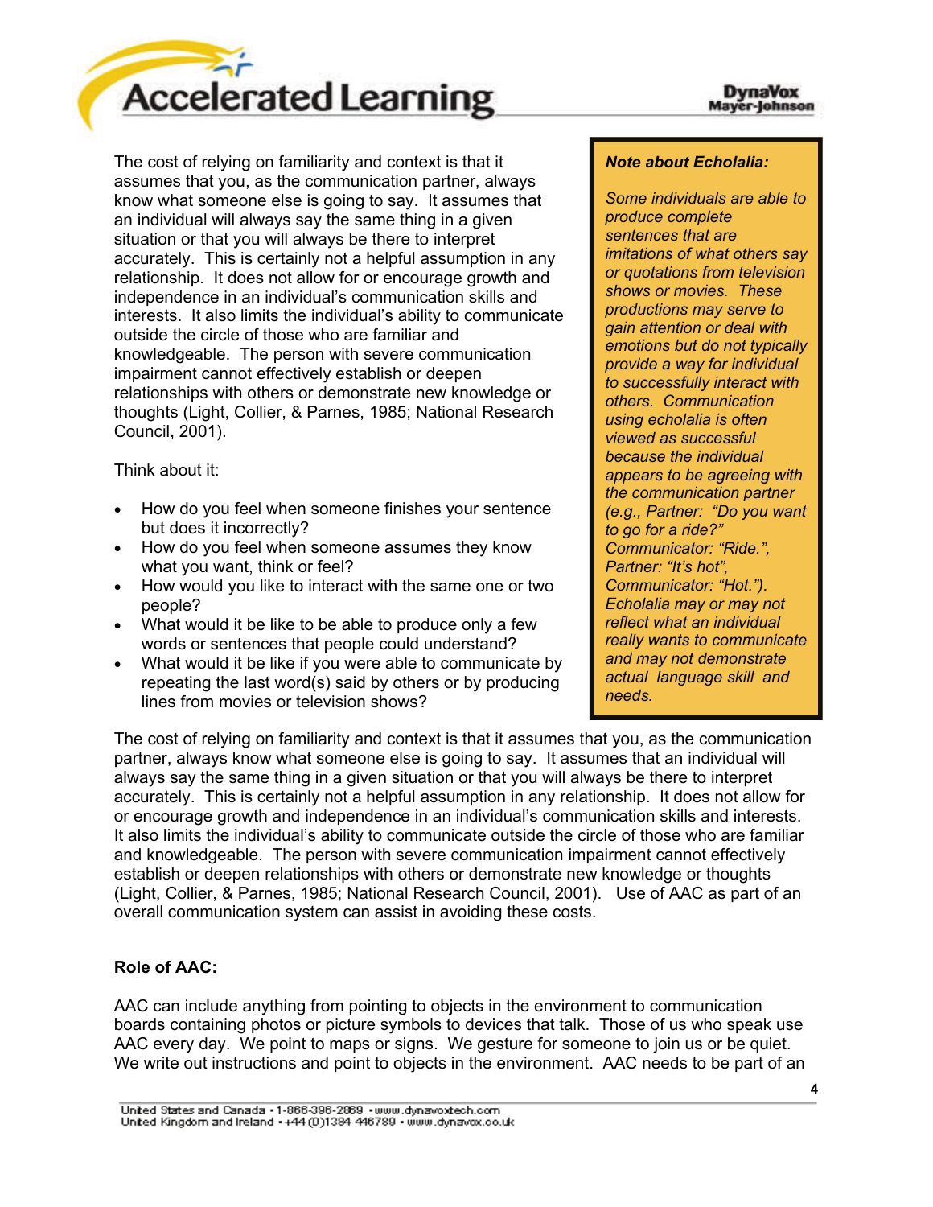The cost of relying on familiarity and context is that it assumes that you, as the communication partner, always know what someone else is going to say. It assumes that an individual will always say the same thing in a given situation or that you will always be there to interpret accurately. This is certainly not a helpful assumption in any relationship. It does not allow for or encourage growth and independence in an individual's communication skills and interests. It also limits the individual's ability to communicate outside the circle of those who are familiar and knowledgeable. The person with severe communication impairment cannot effectively establish or deepen relationships with others or demonstrate new knowledge or thoughts (Light, Collier, & Parnes, 1985; National Research Council, 2001).

Think about it:

- How do you feel when someone finishes your sentence but does it incorrectly?
- How do you feel when someone assumes they know what you want, think or feel?
- How would you like to interact with the same one or two people?
- What would it be like to be able to produce only a few words or sentences that people could understand?
- What would it be like if you were able to communicate by repeating the last word(s) said by others or by producing lines from movies or television shows?

> ***Note about Echolalia:***
>
> *Some individuals are able to produce complete sentences that are imitations of what others say or quotations from television shows or movies. These productions may serve to gain attention or deal with emotions but do not typically provide a way for individual to successfully interact with others. Communication using echolalia is often viewed as successful because the individual appears to be agreeing with the communication partner (e.g., Partner: "Do you want to go for a ride?" Communicator: "Ride.", Partner: "It's hot", Communicator: "Hot."). Echolalia may or may not reflect what an individual really wants to communicate and may not demonstrate actual language skill and needs.*

The cost of relying on familiarity and context is that it assumes that you, as the communication partner, always know what someone else is going to say. It assumes that an individual will always say the same thing in a given situation or that you will always be there to interpret accurately. This is certainly not a helpful assumption in any relationship. It does not allow for or encourage growth and independence in an individual's communication skills and interests. It also limits the individual's ability to communicate outside the circle of those who are familiar and knowledgeable. The person with severe communication impairment cannot effectively establish or deepen relationships with others or demonstrate new knowledge or thoughts (Light, Collier, & Parnes, 1985; National Research Council, 2001). Use of AAC as part of an overall communication system can assist in avoiding these costs.

**Role of AAC:**

AAC can include anything from pointing to objects in the environment to communication boards containing photos or picture symbols to devices that talk. Those of us who speak use AAC every day. We point to maps or signs. We gesture for someone to join us or be quiet. We write out instructions and point to objects in the environment. AAC needs to be part of an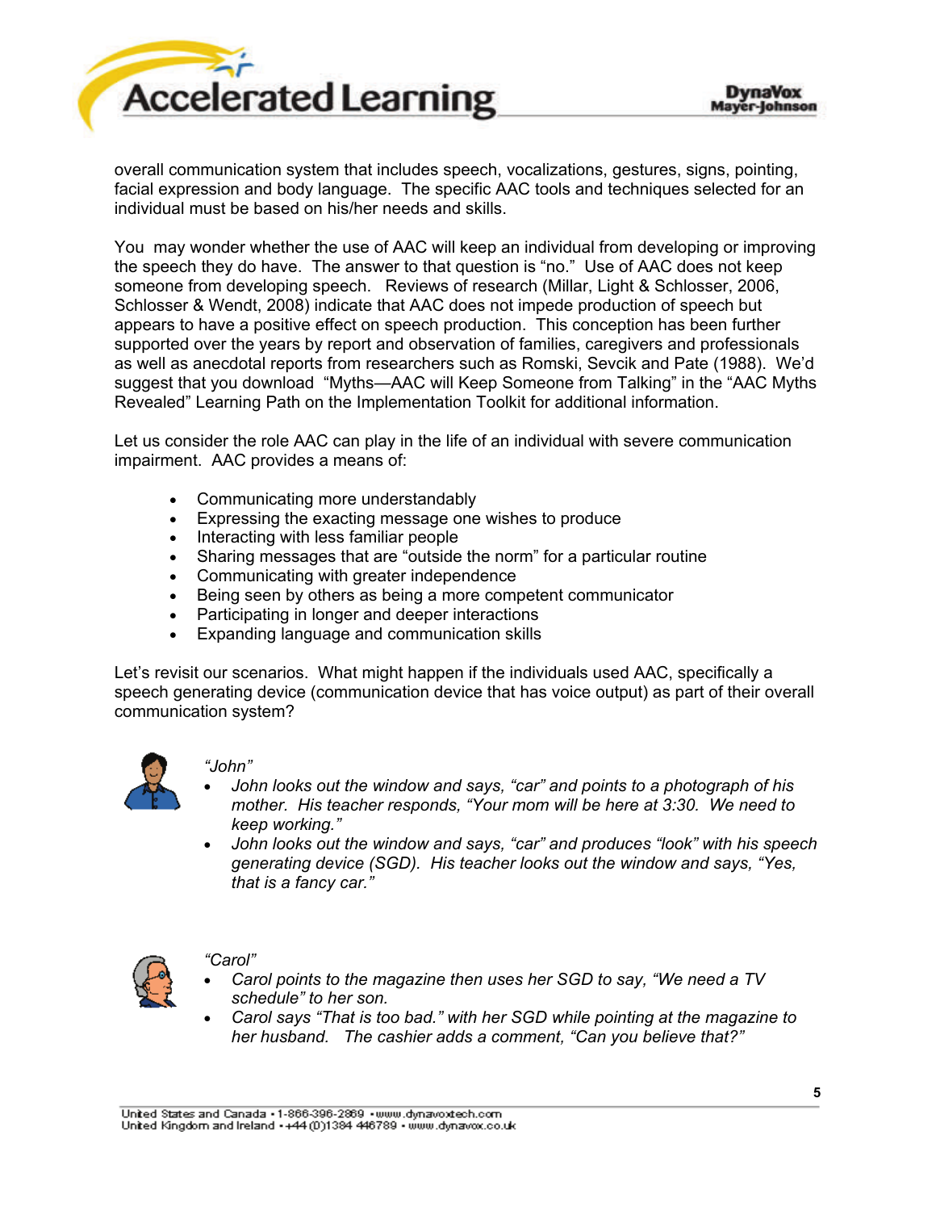overall communication system that includes speech, vocalizations, gestures, signs, pointing, facial expression and body language. The specific AAC tools and techniques selected for an individual must be based on his/her needs and skills.

You may wonder whether the use of AAC will keep an individual from developing or improving the speech they do have. The answer to that question is "no." Use of AAC does not keep someone from developing speech. Reviews of research (Millar, Light & Schlosser, 2006, Schlosser & Wendt, 2008) indicate that AAC does not impede production of speech but appears to have a positive effect on speech production. This conception has been further supported over the years by report and observation of families, caregivers and professionals as well as anecdotal reports from researchers such as Romski, Sevcik and Pate (1988). We'd suggest that you download "Myths—AAC will Keep Someone from Talking" in the "AAC Myths Revealed" Learning Path on the Implementation Toolkit for additional information.

Let us consider the role AAC can play in the life of an individual with severe communication impairment. AAC provides a means of:

- Communicating more understandably
- Expressing the exacting message one wishes to produce
- Interacting with less familiar people
- Sharing messages that are "outside the norm" for a particular routine
- Communicating with greater independence
- Being seen by others as being a more competent communicator
- Participating in longer and deeper interactions
- Expanding language and communication skills

Let's revisit our scenarios. What might happen if the individuals used AAC, specifically a speech generating device (communication device that has voice output) as part of their overall communication system?

*"John"*

- *John looks out the window and says, "car" and points to a photograph of his mother. His teacher responds, "Your mom will be here at 3:30. We need to keep working."*
- *John looks out the window and says, "car" and produces "look" with his speech generating device (SGD). His teacher looks out the window and says, "Yes, that is a fancy car."*

*"Carol"*

- *Carol points to the magazine then uses her SGD to say, "We need a TV schedule" to her son.*
- *Carol says "That is too bad." with her SGD while pointing at the magazine to her husband. The cashier adds a comment, "Can you believe that?"*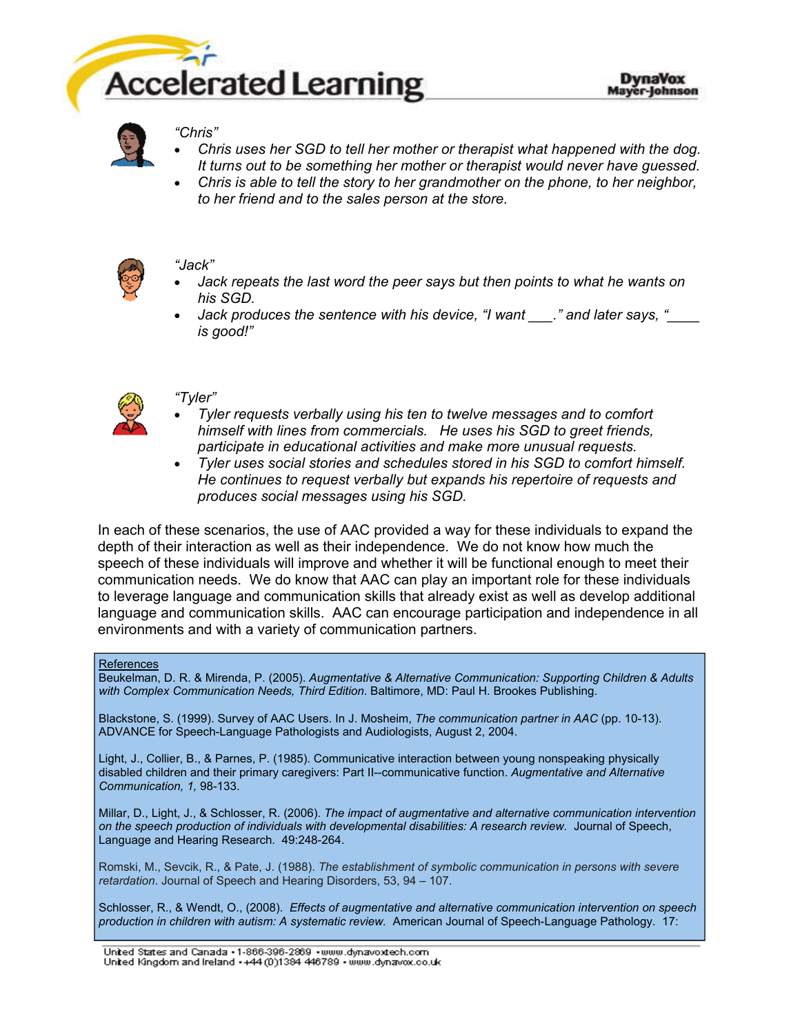*"Chris"*

- *Chris uses her SGD to tell her mother or therapist what happened with the dog. It turns out to be something her mother or therapist would never have guessed.*
- *Chris is able to tell the story to her grandmother on the phone, to her neighbor, to her friend and to the sales person at the store.*

*"Jack"*

- *Jack repeats the last word the peer says but then points to what he wants on his SGD.*
- *Jack produces the sentence with his device, "I want ___." and later says, "____ is good!"*

*"Tyler"*

- *Tyler requests verbally using his ten to twelve messages and to comfort himself with lines from commercials. He uses his SGD to greet friends, participate in educational activities and make more unusual requests.*
- *Tyler uses social stories and schedules stored in his SGD to comfort himself. He continues to request verbally but expands his repertoire of requests and produces social messages using his SGD.*

In each of these scenarios, the use of AAC provided a way for these individuals to expand the depth of their interaction as well as their independence. We do not know how much the speech of these individuals will improve and whether it will be functional enough to meet their communication needs. We do know that AAC can play an important role for these individuals to leverage language and communication skills that already exist as well as develop additional language and communication skills. AAC can encourage participation and independence in all environments and with a variety of communication partners.

References

Beukelman, D. R. & Mirenda, P. (2005). *Augmentative & Alternative Communication: Supporting Children & Adults with Complex Communication Needs, Third Edition.* Baltimore, MD: Paul H. Brookes Publishing.

Blackstone, S. (1999). Survey of AAC Users. In J. Mosheim, *The communication partner in AAC* (pp. 10-13). ADVANCE for Speech-Language Pathologists and Audiologists, August 2, 2004.

Light, J., Collier, B., & Parnes, P. (1985). Communicative interaction between young nonspeaking physically disabled children and their primary caregivers: Part II--communicative function. *Augmentative and Alternative Communication, 1,* 98-133.

Millar, D., Light, J., & Schlosser, R. (2006). *The impact of augmentative and alternative communication intervention on the speech production of individuals with developmental disabilities: A research review*. Journal of Speech, Language and Hearing Research. 49:248-264.

Romski, M., Sevcik, R., & Pate, J. (1988). *The establishment of symbolic communication in persons with severe retardation*. Journal of Speech and Hearing Disorders, 53, 94 – 107.

Schlosser, R., & Wendt, O., (2008). *Effects of augmentative and alternative communication intervention on speech production in children with autism: A systematic review.* American Journal of Speech-Language Pathology. 17:

United States and Canada • 1-866-396-2869 • www.dynavoxtech.com
United Kingdom and Ireland • +44 (0)1384 446789 • www.dynavox.co.uk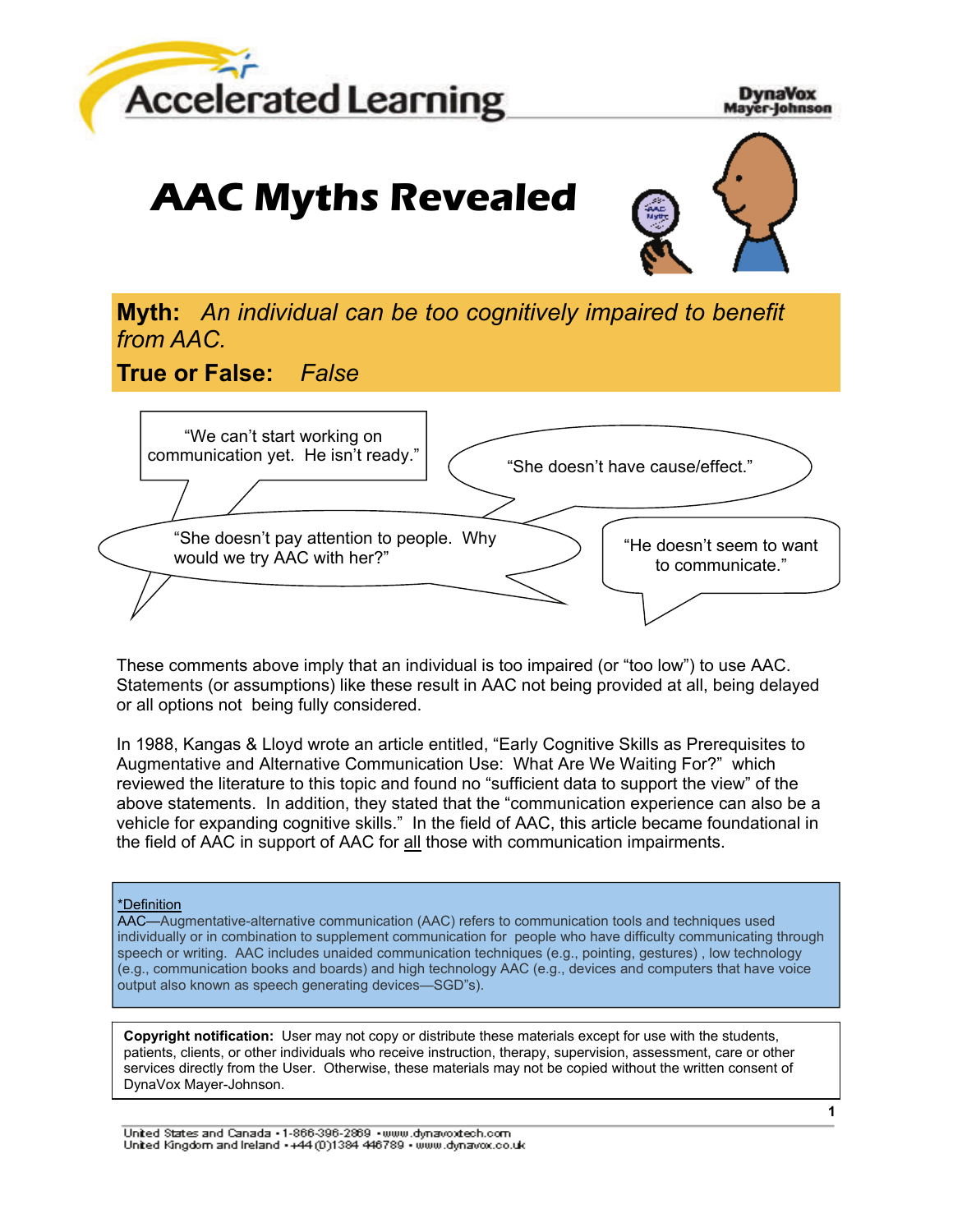Accelerated Learning

DynaVox Mayer-Johnson

# AAC Myths Revealed

**Myth:** *An individual can be too cognitively impaired to benefit from AAC.*

**True or False:** *False*

"We can't start working on communication yet. He isn't ready."

"She doesn't have cause/effect."

"She doesn't pay attention to people. Why would we try AAC with her?"

"He doesn't seem to want to communicate."

These comments above imply that an individual is too impaired (or "too low") to use AAC. Statements (or assumptions) like these result in AAC not being provided at all, being delayed or all options not being fully considered.

In 1988, Kangas & Lloyd wrote an article entitled, "Early Cognitive Skills as Prerequisites to Augmentative and Alternative Communication Use: What Are We Waiting For?" which reviewed the literature to this topic and found no "sufficient data to support the view" of the above statements. In addition, they stated that the "communication experience can also be a vehicle for expanding cognitive skills." In the field of AAC, this article became foundational in the field of AAC in support of AAC for <u>all</u> those with communication impairments.

<u>*Definition</u>
AAC—Augmentative-alternative communication (AAC) refers to communication tools and techniques used individually or in combination to supplement communication for people who have difficulty communicating through speech or writing. AAC includes unaided communication techniques (e.g., pointing, gestures) , low technology (e.g., communication books and boards) and high technology AAC (e.g., devices and computers that have voice output also known as speech generating devices—SGD"s).

**Copyright notification:** User may not copy or distribute these materials except for use with the students, patients, clients, or other individuals who receive instruction, therapy, supervision, assessment, care or other services directly from the User. Otherwise, these materials may not be copied without the written consent of DynaVox Mayer-Johnson.

United States and Canada • 1-866-396-2869 • www.dynavoxtech.com
United Kingdom and Ireland • +44 (0)1384 446789 • www.dynavox.co.uk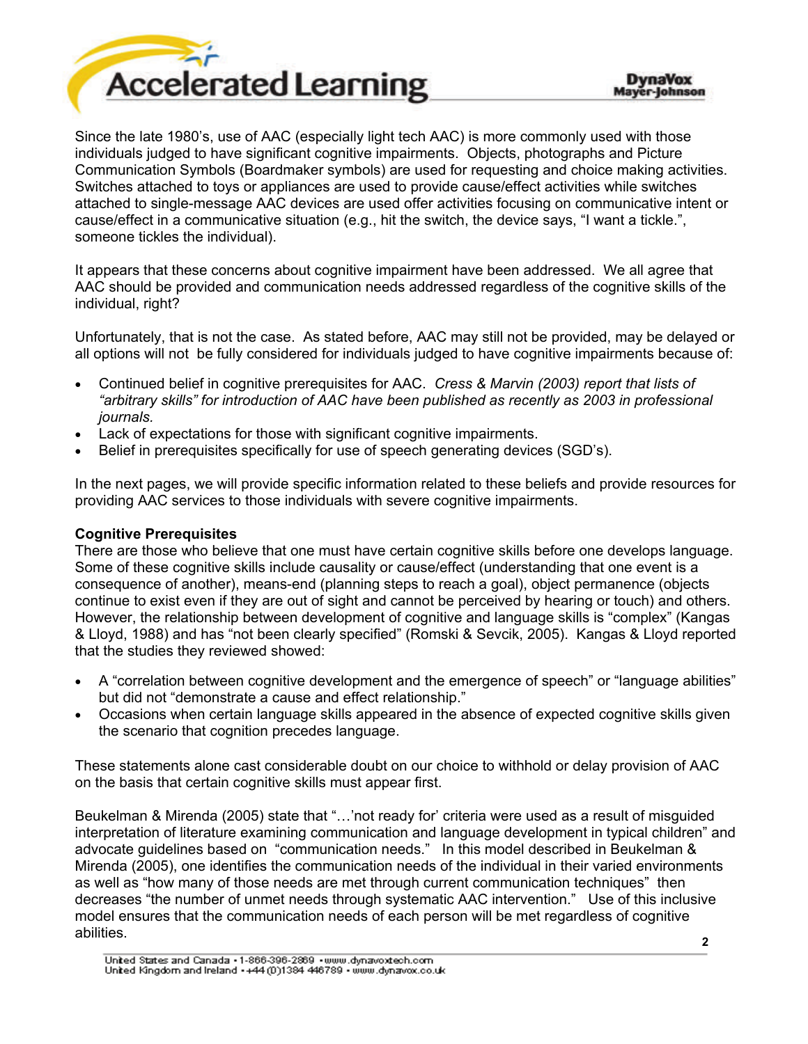Since the late 1980's, use of AAC (especially light tech AAC) is more commonly used with those individuals judged to have significant cognitive impairments. Objects, photographs and Picture Communication Symbols (Boardmaker symbols) are used for requesting and choice making activities. Switches attached to toys or appliances are used to provide cause/effect activities while switches attached to single-message AAC devices are used offer activities focusing on communicative intent or cause/effect in a communicative situation (e.g., hit the switch, the device says, "I want a tickle.", someone tickles the individual).

It appears that these concerns about cognitive impairment have been addressed. We all agree that AAC should be provided and communication needs addressed regardless of the cognitive skills of the individual, right?

Unfortunately, that is not the case. As stated before, AAC may still not be provided, may be delayed or all options will not be fully considered for individuals judged to have cognitive impairments because of:

- Continued belief in cognitive prerequisites for AAC. *Cress & Marvin (2003) report that lists of "arbitrary skills" for introduction of AAC have been published as recently as 2003 in professional journals.*
- Lack of expectations for those with significant cognitive impairments.
- Belief in prerequisites specifically for use of speech generating devices (SGD's).

In the next pages, we will provide specific information related to these beliefs and provide resources for providing AAC services to those individuals with severe cognitive impairments.

**Cognitive Prerequisites**

There are those who believe that one must have certain cognitive skills before one develops language. Some of these cognitive skills include causality or cause/effect (understanding that one event is a consequence of another), means-end (planning steps to reach a goal), object permanence (objects continue to exist even if they are out of sight and cannot be perceived by hearing or touch) and others. However, the relationship between development of cognitive and language skills is "complex" (Kangas & Lloyd, 1988) and has "not been clearly specified" (Romski & Sevcik, 2005). Kangas & Lloyd reported that the studies they reviewed showed:

- A "correlation between cognitive development and the emergence of speech" or "language abilities" but did not "demonstrate a cause and effect relationship."
- Occasions when certain language skills appeared in the absence of expected cognitive skills given the scenario that cognition precedes language.

These statements alone cast considerable doubt on our choice to withhold or delay provision of AAC on the basis that certain cognitive skills must appear first.

Beukelman & Mirenda (2005) state that "…'not ready for' criteria were used as a result of misguided interpretation of literature examining communication and language development in typical children" and advocate guidelines based on "communication needs." In this model described in Beukelman & Mirenda (2005), one identifies the communication needs of the individual in their varied environments as well as "how many of those needs are met through current communication techniques" then decreases "the number of unmet needs through systematic AAC intervention." Use of this inclusive model ensures that the communication needs of each person will be met regardless of cognitive abilities.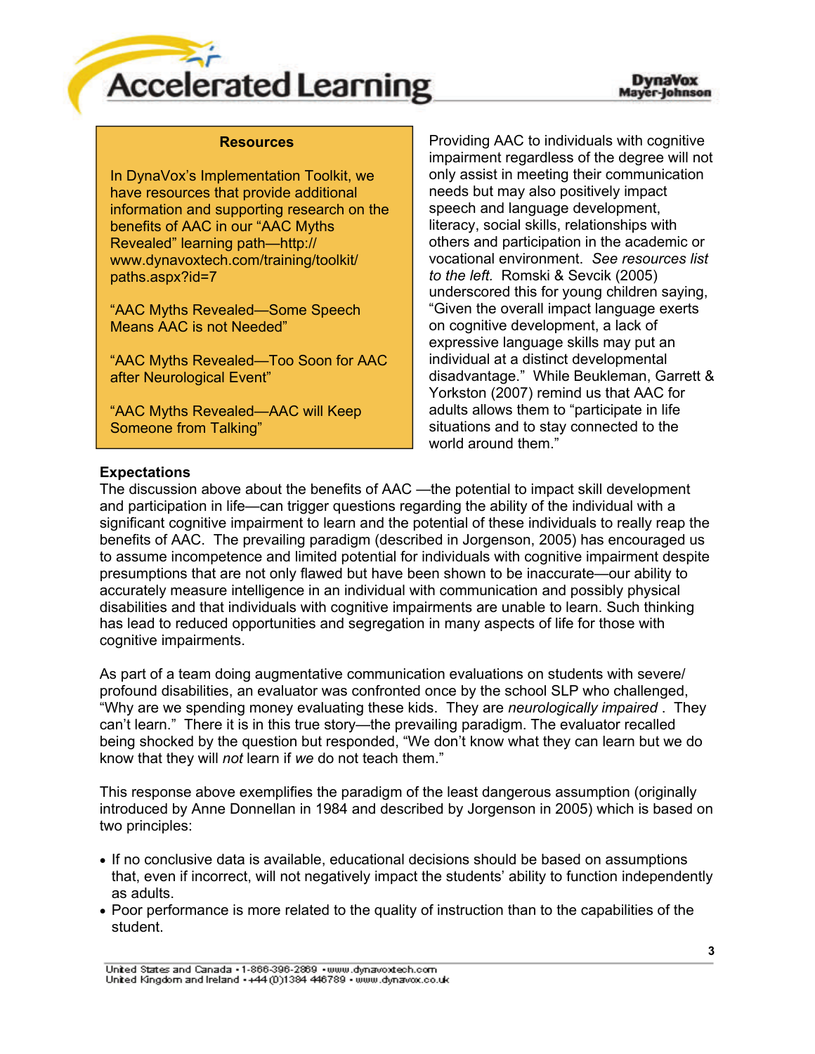### Resources

In DynaVox's Implementation Toolkit, we have resources that provide additional information and supporting research on the benefits of AAC in our "AAC Myths Revealed" learning path—http://www.dynavoxtech.com/training/toolkit/paths.aspx?id=7

"AAC Myths Revealed—Some Speech Means AAC is not Needed"

"AAC Myths Revealed—Too Soon for AAC after Neurological Event"

"AAC Myths Revealed—AAC will Keep Someone from Talking"

Providing AAC to individuals with cognitive impairment regardless of the degree will not only assist in meeting their communication needs but may also positively impact speech and language development, literacy, social skills, relationships with others and participation in the academic or vocational environment. *See resources list to the left.* Romski & Sevcik (2005) underscored this for young children saying, "Given the overall impact language exerts on cognitive development, a lack of expressive language skills may put an individual at a distinct developmental disadvantage." While Beukleman, Garrett & Yorkston (2007) remind us that AAC for adults allows them to "participate in life situations and to stay connected to the world around them."

**Expectations**

The discussion above about the benefits of AAC —the potential to impact skill development and participation in life—can trigger questions regarding the ability of the individual with a significant cognitive impairment to learn and the potential of these individuals to really reap the benefits of AAC. The prevailing paradigm (described in Jorgenson, 2005) has encouraged us to assume incompetence and limited potential for individuals with cognitive impairment despite presumptions that are not only flawed but have been shown to be inaccurate—our ability to accurately measure intelligence in an individual with communication and possibly physical disabilities and that individuals with cognitive impairments are unable to learn. Such thinking has lead to reduced opportunities and segregation in many aspects of life for those with cognitive impairments.

As part of a team doing augmentative communication evaluations on students with severe/profound disabilities, an evaluator was confronted once by the school SLP who challenged, "Why are we spending money evaluating these kids. They are *neurologically impaired* . They can't learn." There it is in this true story—the prevailing paradigm. The evaluator recalled being shocked by the question but responded, "We don't know what they can learn but we do know that they will *not* learn if *we* do not teach them."

This response above exemplifies the paradigm of the least dangerous assumption (originally introduced by Anne Donnellan in 1984 and described by Jorgenson in 2005) which is based on two principles:

- If no conclusive data is available, educational decisions should be based on assumptions that, even if incorrect, will not negatively impact the students' ability to function independently as adults.
- Poor performance is more related to the quality of instruction than to the capabilities of the student.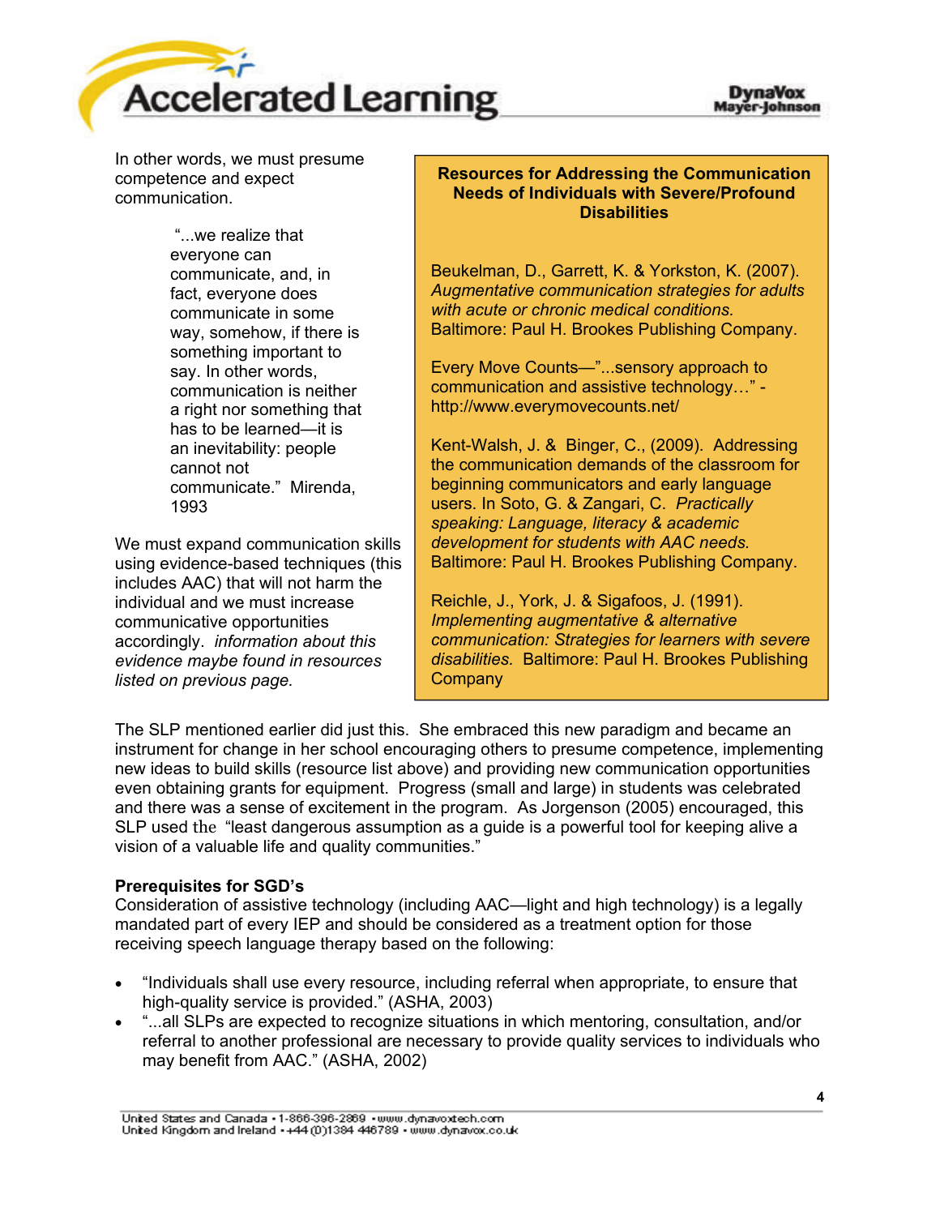In other words, we must presume competence and expect communication.

> "...we realize that everyone can communicate, and, in fact, everyone does communicate in some way, somehow, if there is something important to say. In other words, communication is neither a right nor something that has to be learned—it is an inevitability: people cannot not communicate." Mirenda, 1993

We must expand communication skills using evidence-based techniques (this includes AAC) that will not harm the individual and we must increase communicative opportunities accordingly. *information about this evidence maybe found in resources listed on previous page.*

**Resources for Addressing the Communication Needs of Individuals with Severe/Profound Disabilities**

Beukelman, D., Garrett, K. & Yorkston, K. (2007). *Augmentative communication strategies for adults with acute or chronic medical conditions.* Baltimore: Paul H. Brookes Publishing Company.

Every Move Counts—"...sensory approach to communication and assistive technology…" - http://www.everymovecounts.net/

Kent-Walsh, J. & Binger, C., (2009). Addressing the communication demands of the classroom for beginning communicators and early language users. In Soto, G. & Zangari, C. *Practically speaking: Language, literacy & academic development for students with AAC needs.* Baltimore: Paul H. Brookes Publishing Company.

Reichle, J., York, J. & Sigafoos, J. (1991). *Implementing augmentative & alternative communication: Strategies for learners with severe disabilities.* Baltimore: Paul H. Brookes Publishing Company

The SLP mentioned earlier did just this. She embraced this new paradigm and became an instrument for change in her school encouraging others to presume competence, implementing new ideas to build skills (resource list above) and providing new communication opportunities even obtaining grants for equipment. Progress (small and large) in students was celebrated and there was a sense of excitement in the program. As Jorgenson (2005) encouraged, this SLP used the "least dangerous assumption as a guide is a powerful tool for keeping alive a vision of a valuable life and quality communities."

**Prerequisites for SGD's**

Consideration of assistive technology (including AAC—light and high technology) is a legally mandated part of every IEP and should be considered as a treatment option for those receiving speech language therapy based on the following:

- "Individuals shall use every resource, including referral when appropriate, to ensure that high-quality service is provided." (ASHA, 2003)
- "...all SLPs are expected to recognize situations in which mentoring, consultation, and/or referral to another professional are necessary to provide quality services to individuals who may benefit from AAC." (ASHA, 2002)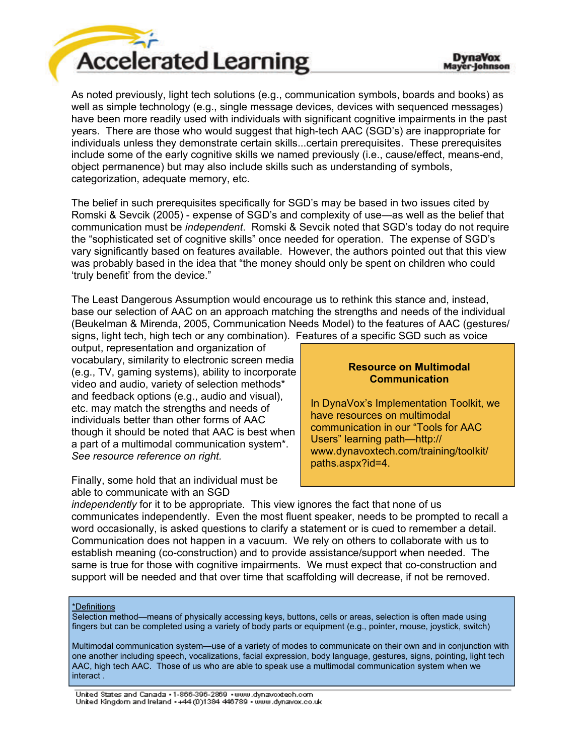As noted previously, light tech solutions (e.g., communication symbols, boards and books) as well as simple technology (e.g., single message devices, devices with sequenced messages) have been more readily used with individuals with significant cognitive impairments in the past years. There are those who would suggest that high-tech AAC (SGD's) are inappropriate for individuals unless they demonstrate certain skills...certain prerequisites. These prerequisites include some of the early cognitive skills we named previously (i.e., cause/effect, means-end, object permanence) but may also include skills such as understanding of symbols, categorization, adequate memory, etc.

The belief in such prerequisites specifically for SGD's may be based in two issues cited by Romski & Sevcik (2005) - expense of SGD's and complexity of use—as well as the belief that communication must be *independent*. Romski & Sevcik noted that SGD's today do not require the "sophisticated set of cognitive skills" once needed for operation. The expense of SGD's vary significantly based on features available. However, the authors pointed out that this view was probably based in the idea that "the money should only be spent on children who could 'truly benefit' from the device."

The Least Dangerous Assumption would encourage us to rethink this stance and, instead, base our selection of AAC on an approach matching the strengths and needs of the individual (Beukelman & Mirenda, 2005, Communication Needs Model) to the features of AAC (gestures/signs, light tech, high tech or any combination). Features of a specific SGD such as voice output, representation and organization of vocabulary, similarity to electronic screen media (e.g., TV, gaming systems), ability to incorporate video and audio, variety of selection methods* and feedback options (e.g., audio and visual), etc. may match the strengths and needs of individuals better than other forms of AAC though it should be noted that AAC is best when a part of a multimodal communication system*. *See resource reference on right.*

> **Resource on Multimodal Communication**
>
> In DynaVox's Implementation Toolkit, we have resources on multimodal communication in our "Tools for AAC Users" learning path—http://www.dynavoxtech.com/training/toolkit/paths.aspx?id=4.

Finally, some hold that an individual must be able to communicate with an SGD *independently* for it to be appropriate. This view ignores the fact that none of us communicates independently. Even the most fluent speaker, needs to be prompted to recall a word occasionally, is asked questions to clarify a statement or is cued to remember a detail. Communication does not happen in a vacuum. We rely on others to collaborate with us to establish meaning (co-construction) and to provide assistance/support when needed. The same is true for those with cognitive impairments. We must expect that co-construction and support will be needed and that over time that scaffolding will decrease, if not be removed.

*Definitions

Selection method—means of physically accessing keys, buttons, cells or areas, selection is often made using fingers but can be completed using a variety of body parts or equipment (e.g., pointer, mouse, joystick, switch)

Multimodal communication system—use of a variety of modes to communicate on their own and in conjunction with one another including speech, vocalizations, facial expression, body language, gestures, signs, pointing, light tech AAC, high tech AAC. Those of us who are able to speak use a multimodal communication system when we interact .

United States and Canada • 1-866-396-2869 • www.dynavoxtech.com
United Kingdom and Ireland • +44 (0)1384 446789 • www.dynavox.co.uk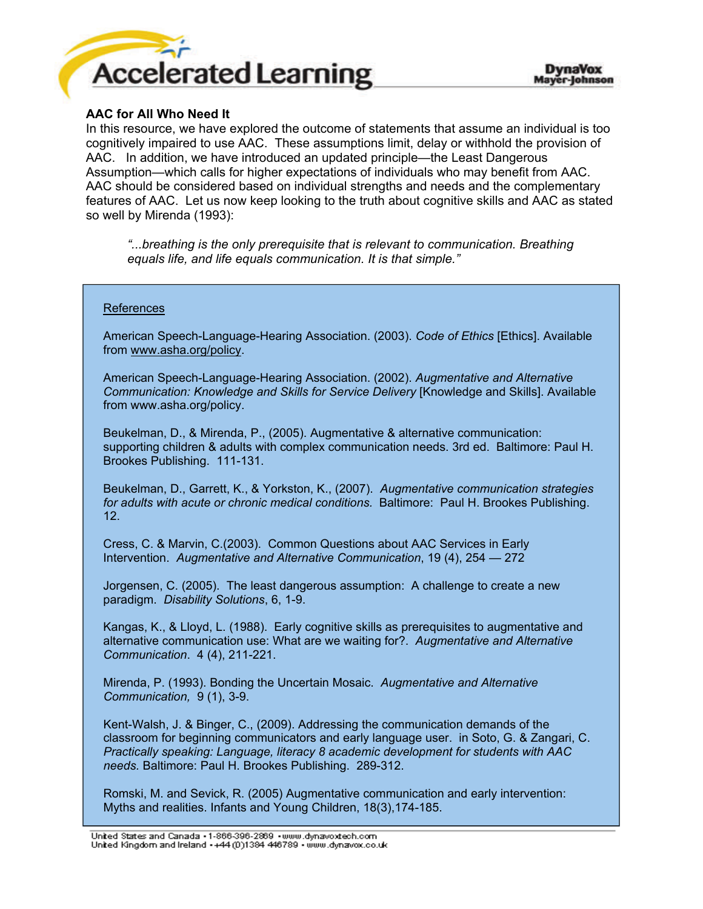**AAC for All Who Need It**

In this resource, we have explored the outcome of statements that assume an individual is too cognitively impaired to use AAC. These assumptions limit, delay or withhold the provision of AAC. In addition, we have introduced an updated principle—the Least Dangerous Assumption—which calls for higher expectations of individuals who may benefit from AAC. AAC should be considered based on individual strengths and needs and the complementary features of AAC. Let us now keep looking to the truth about cognitive skills and AAC as stated so well by Mirenda (1993):

> *"...breathing is the only prerequisite that is relevant to communication. Breathing equals life, and life equals communication. It is that simple."*

References

American Speech-Language-Hearing Association. (2003). *Code of Ethics* [Ethics]. Available from www.asha.org/policy.

American Speech-Language-Hearing Association. (2002). *Augmentative and Alternative Communication: Knowledge and Skills for Service Delivery* [Knowledge and Skills]. Available from www.asha.org/policy.

Beukelman, D., & Mirenda, P., (2005). Augmentative & alternative communication: supporting children & adults with complex communication needs. 3rd ed. Baltimore: Paul H. Brookes Publishing. 111-131.

Beukelman, D., Garrett, K., & Yorkston, K., (2007). *Augmentative communication strategies for adults with acute or chronic medical conditions.* Baltimore: Paul H. Brookes Publishing. 12.

Cress, C. & Marvin, C.(2003). Common Questions about AAC Services in Early Intervention. *Augmentative and Alternative Communication*, 19 (4), 254 — 272

Jorgensen, C. (2005). The least dangerous assumption: A challenge to create a new paradigm. *Disability Solutions*, 6, 1-9.

Kangas, K., & Lloyd, L. (1988). Early cognitive skills as prerequisites to augmentative and alternative communication use: What are we waiting for?. *Augmentative and Alternative Communication*. 4 (4), 211-221.

Mirenda, P. (1993). Bonding the Uncertain Mosaic. *Augmentative and Alternative Communication,* 9 (1), 3-9.

Kent-Walsh, J. & Binger, C., (2009). Addressing the communication demands of the classroom for beginning communicators and early language user. in Soto, G. & Zangari, C. *Practically speaking: Language, literacy 8 academic development for students with AAC needs.* Baltimore: Paul H. Brookes Publishing. 289-312.

Romski, M. and Sevick, R. (2005) Augmentative communication and early intervention: Myths and realities. Infants and Young Children, 18(3),174-185.